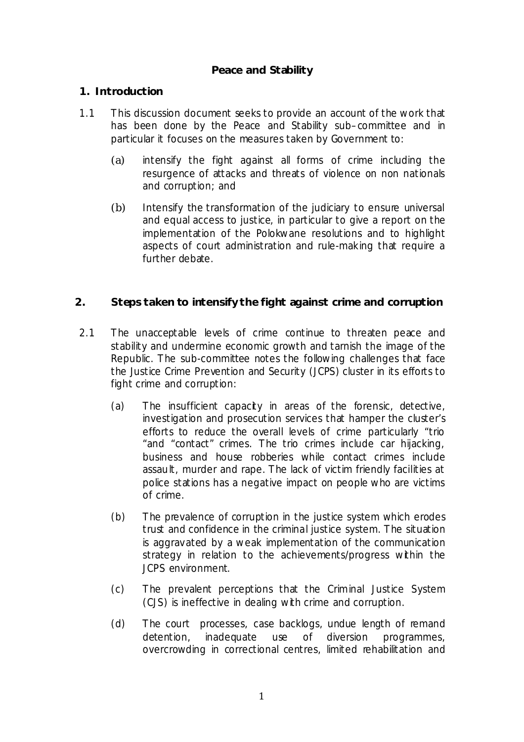# Peace and Stability

## 1. Introduction

1.1 This discussion document seeks to provide an account of the work that has been done by the Peace and Stability sub–committee and in particular it focuses on the measures taken by Government to:

(a) intensify the fight against all forms of crime including the resurgence of attacks and threats of violence on non nationals and corruption; and

(b) Intensify the transformation of the judiciary to ensure universal and equal access to justice, in particular to give a report on the implementation of the Polokwane resolutions and to highlight aspects of court administration and rule-making that require a further debate.

## 2. Steps taken to intensify the fight against crime and corruption

2.1 The unacceptable levels of crime continue to threaten peace and stability and undermine economic growth and tarnish the image of the Republic. The sub-committee notes the following challenges that face the Justice Crime Prevention and Security (JCPS) cluster in its efforts to fight crime and corruption:

(a) The insufficient capacity in areas of the forensic, detective, investigation and prosecution services that hamper the cluster's efforts to reduce the overall levels of crime particularly "trio "and "contact" crimes. The trio crimes include car hijacking, business and house robberies while contact crimes include assault, murder and rape. The lack of victim friendly facilities at police stations has a negative impact on people who are victims of crime.

(b) The prevalence of corruption in the justice system which erodes trust and confidence in the criminal justice system. The situation is aggravated by a weak implementation of the communication strategy in relation to the achievements/progress within the JCPS environment.

(c) The prevalent perceptions that the Criminal Justice System (CJS) is ineffective in dealing with crime and corruption.

(d) The court processes, case backlogs, undue length of remand detention, inadequate use of diversion programmes, overcrowding in correctional centres, limited rehabilitation and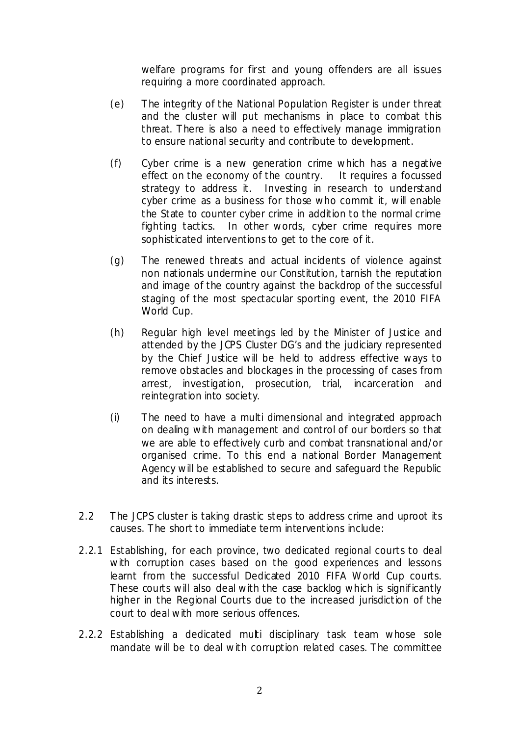welfare programs for first and young offenders are all issues requiring a more coordinated approach.

(e) The integrity of the National Population Register is under threat and the cluster will put mechanisms in place to combat this threat. There is also a need to effectively manage immigration to ensure national security and contribute to development.

(f) Cyber crime is a new generation crime which has a negative effect on the economy of the country. It requires a focussed strategy to address it. Investing in research to understand cyber crime as a business for those who commit it, will enable the State to counter cyber crime in addition to the normal crime fighting tactics. In other words, cyber crime requires more sophisticated interventions to get to the core of it.

(g) The renewed threats and actual incidents of violence against non nationals undermine our Constitution, tarnish the reputation and image of the country against the backdrop of the successful staging of the most spectacular sporting event, the 2010 FIFA World Cup.

(h) Regular high level meetings led by the Minister of Justice and attended by the JCPS Cluster DG's and the judiciary represented by the Chief Justice will be held to address effective ways to remove obstacles and blockages in the processing of cases from arrest, investigation, prosecution, trial, incarceration and reintegration into society.

(i) The need to have a multi dimensional and integrated approach on dealing with management and control of our borders so that we are able to effectively curb and combat transnational and/or organised crime. To this end a national Border Management Agency will be established to secure and safeguard the Republic and its interests.

2.2 The JCPS cluster is taking drastic steps to address crime and uproot its causes. The short to immediate term interventions include:

2.2.1 Establishing, for each province, two dedicated regional courts to deal with corruption cases based on the good experiences and lessons learnt from the successful Dedicated 2010 FIFA World Cup courts. These courts will also deal with the case backlog which is significantly higher in the Regional Courts due to the increased jurisdiction of the court to deal with more serious offences.

2.2.2 Establishing a dedicated multi disciplinary task team whose sole mandate will be to deal with corruption related cases. The committee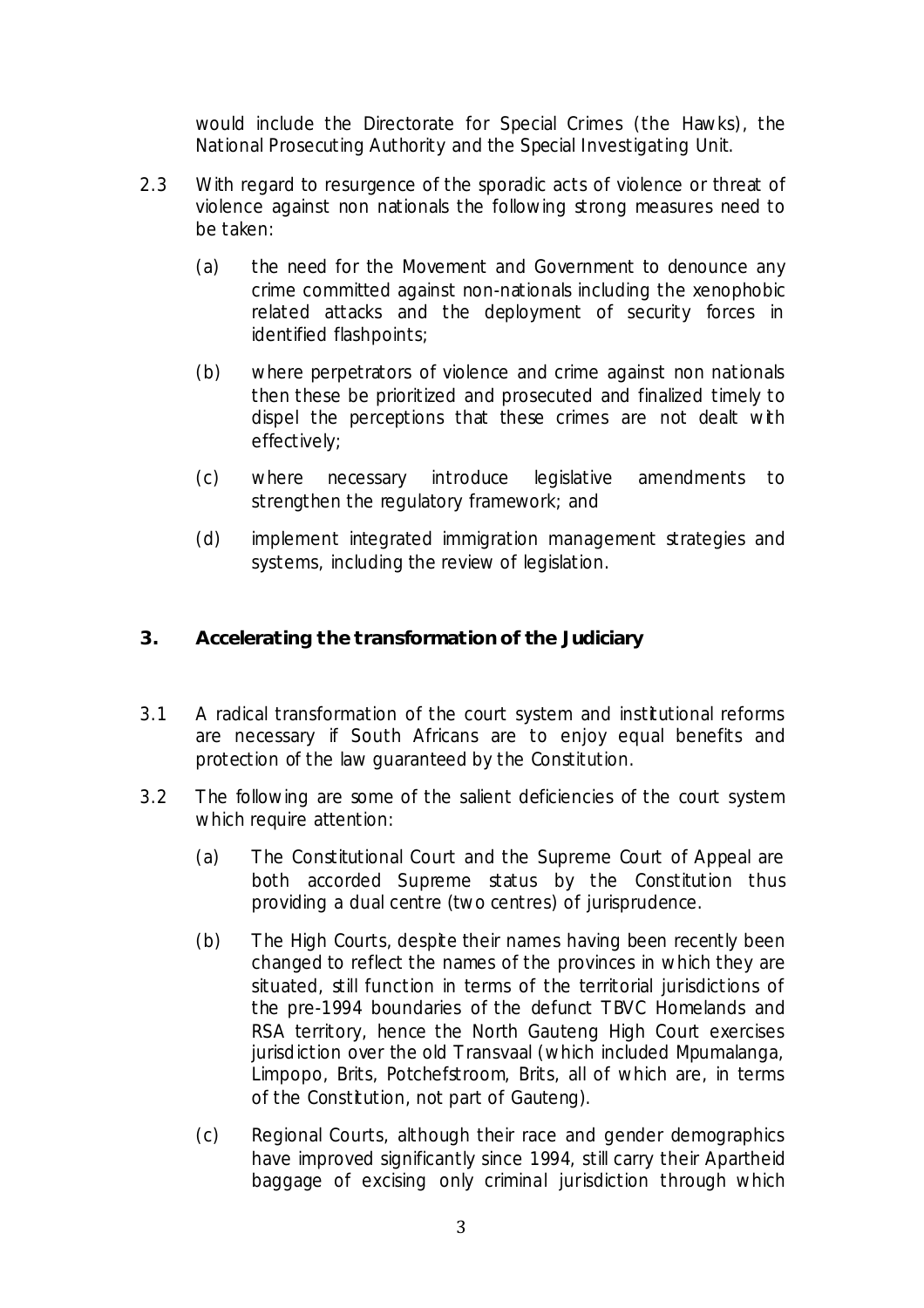would include the Directorate for Special Crimes (the Hawks), the National Prosecuting Authority and the Special Investigating Unit.

2.3 With regard to resurgence of the sporadic acts of violence or threat of violence against non nationals the following strong measures need to be taken:

(a) the need for the Movement and Government to denounce any crime committed against non-nationals including the xenophobic related attacks and the deployment of security forces in identified flashpoints;

(b) where perpetrators of violence and crime against non nationals then these be prioritized and prosecuted and finalized timely to dispel the perceptions that these crimes are not dealt with effectively;

(c) where necessary introduce legislative amendments to strengthen the regulatory framework; and

(d) implement integrated immigration management strategies and systems, including the review of legislation.

## 3. Accelerating the transformation of the Judiciary

3.1 A radical transformation of the court system and institutional reforms are necessary if South Africans are to enjoy equal benefits and protection of the law guaranteed by the Constitution.

3.2 The following are some of the salient deficiencies of the court system which require attention:

(a) The Constitutional Court and the Supreme Court of Appeal are both accorded Supreme status by the Constitution thus providing a dual centre (two centres) of jurisprudence.

(b) The High Courts, despite their names having been recently been changed to reflect the names of the provinces in which they are situated, still function in terms of the territorial jurisdictions of the pre-1994 boundaries of the defunct TBVC Homelands and RSA territory, hence the North Gauteng High Court exercises jurisdiction over the old Transvaal (which included Mpumalanga, Limpopo, Brits, Potchefstroom, Brits, all of which are, in terms of the Constitution, not part of Gauteng).

(c) Regional Courts, although their race and gender demographics have improved significantly since 1994, still carry their Apartheid baggage of excising only criminal jurisdiction through which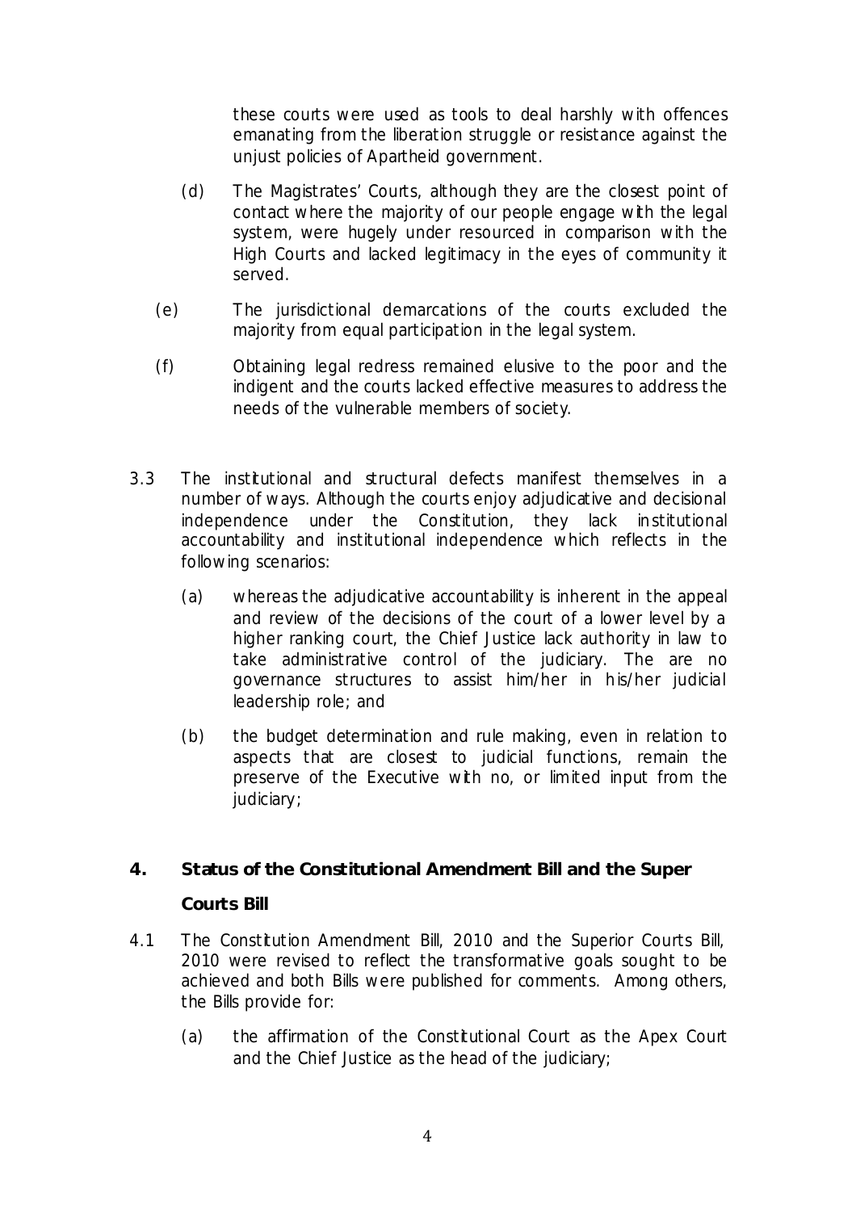these courts were used as tools to deal harshly with offences emanating from the liberation struggle or resistance against the unjust policies of Apartheid government.

(d) The Magistrates' Courts, although they are the closest point of contact where the majority of our people engage with the legal system, were hugely under resourced in comparison with the High Courts and lacked legitimacy in the eyes of community it served.

(e) The jurisdictional demarcations of the courts excluded the majority from equal participation in the legal system.

(f) Obtaining legal redress remained elusive to the poor and the indigent and the courts lacked effective measures to address the needs of the vulnerable members of society.

3.3 The institutional and structural defects manifest themselves in a number of ways. Although the courts enjoy adjudicative and decisional independence under the Constitution, they lack institutional accountability and institutional independence which reflects in the following scenarios:

(a) whereas the adjudicative accountability is inherent in the appeal and review of the decisions of the court of a lower level by a higher ranking court, the Chief Justice lack authority in law to take administrative control of the judiciary. The are no governance structures to assist him/her in his/her judicial leadership role; and

(b) the budget determination and rule making, even in relation to aspects that are closest to judicial functions, remain the preserve of the Executive with no, or limited input from the judiciary;

## 4. Status of the Constitutional Amendment Bill and the Super Courts Bill

4.1 The Constitution Amendment Bill, 2010 and the Superior Courts Bill, 2010 were revised to reflect the transformative goals sought to be achieved and both Bills were published for comments. Among others, the Bills provide for:

(a) the affirmation of the Constitutional Court as the Apex Court and the Chief Justice as the head of the judiciary;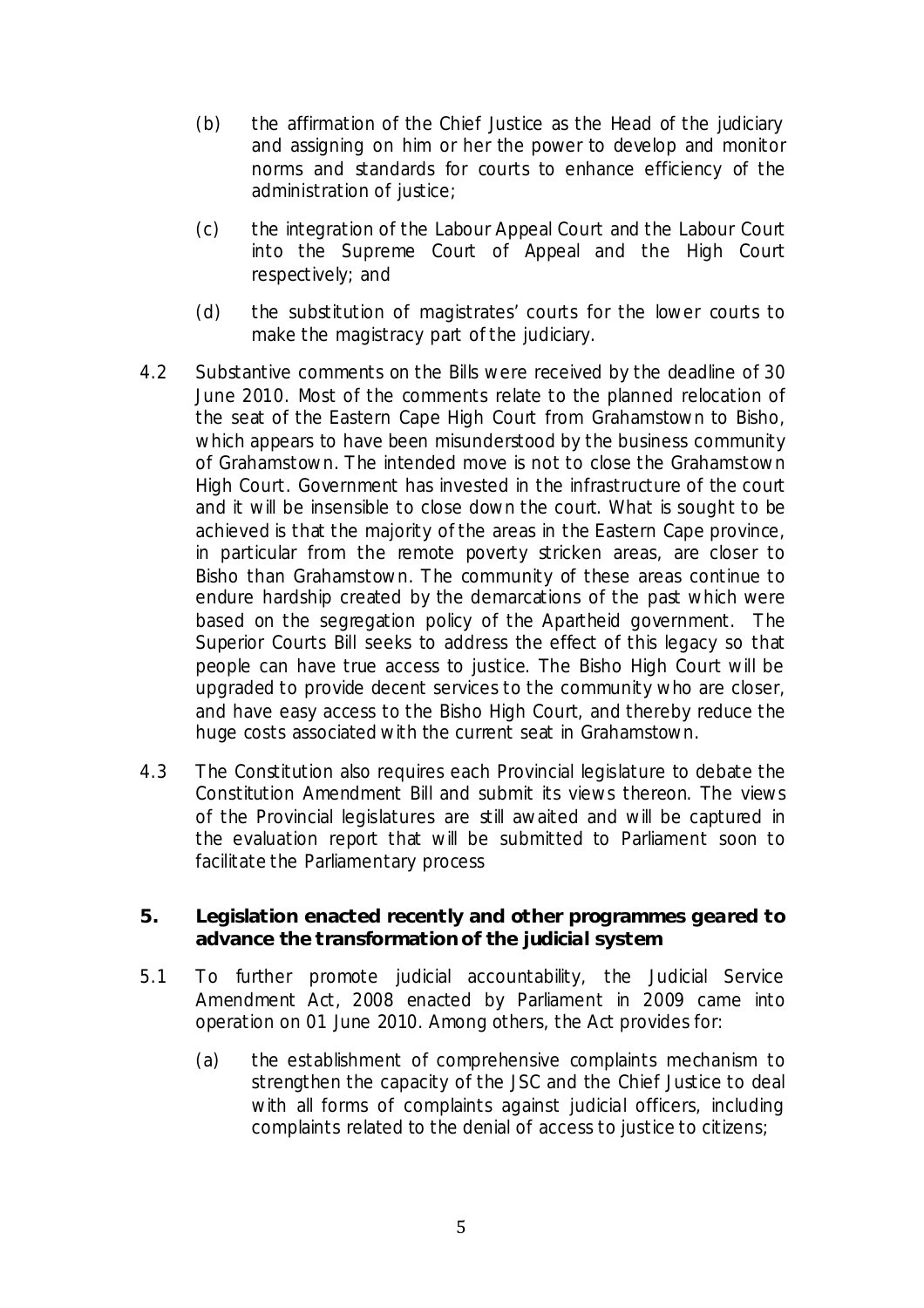(b) the affirmation of the Chief Justice as the Head of the judiciary and assigning on him or her the power to develop and monitor norms and standards for courts to enhance efficiency of the administration of justice;

(c) the integration of the Labour Appeal Court and the Labour Court into the Supreme Court of Appeal and the High Court respectively; and

(d) the substitution of magistrates' courts for the lower courts to make the magistracy part of the judiciary.

4.2 Substantive comments on the Bills were received by the deadline of 30 June 2010. Most of the comments relate to the planned relocation of the seat of the Eastern Cape High Court from Grahamstown to Bisho, which appears to have been misunderstood by the business community of Grahamstown. The intended move is not to close the Grahamstown High Court. Government has invested in the infrastructure of the court and it will be insensible to close down the court. What is sought to be achieved is that the majority of the areas in the Eastern Cape province, in particular from the remote poverty stricken areas, are closer to Bisho than Grahamstown. The community of these areas continue to endure hardship created by the demarcations of the past which were based on the segregation policy of the Apartheid government. The Superior Courts Bill seeks to address the effect of this legacy so that people can have true access to justice. The Bisho High Court will be upgraded to provide decent services to the community who are closer, and have easy access to the Bisho High Court, and thereby reduce the huge costs associated with the current seat in Grahamstown.

4.3 The Constitution also requires each Provincial legislature to debate the Constitution Amendment Bill and submit its views thereon. The views of the Provincial legislatures are still awaited and will be captured in the evaluation report that will be submitted to Parliament soon to facilitate the Parliamentary process

## 5. Legislation enacted recently and other programmes geared to advance the transformation of the judicial system

5.1 To further promote judicial accountability, the Judicial Service Amendment Act, 2008 enacted by Parliament in 2009 came into operation on 01 June 2010. Among others, the Act provides for:

(a) the establishment of comprehensive complaints mechanism to strengthen the capacity of the JSC and the Chief Justice to deal with all forms of complaints against judicial officers, including complaints related to the denial of access to justice to citizens;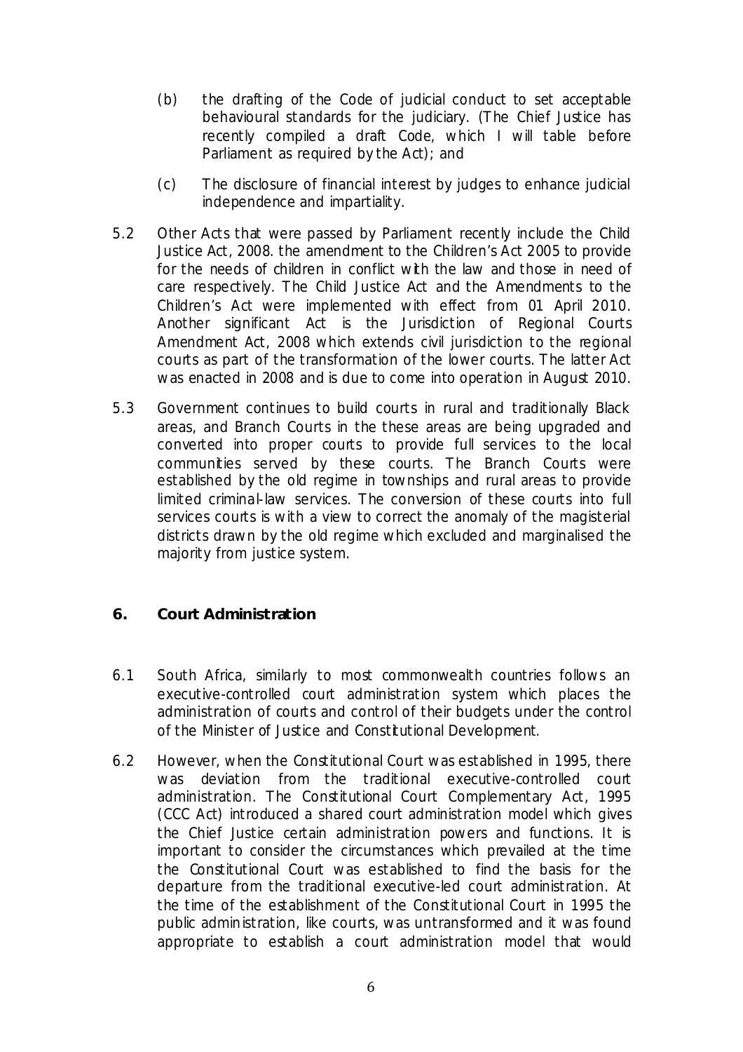(b) the drafting of the Code of judicial conduct to set acceptable behavioural standards for the judiciary. (The Chief Justice has recently compiled a draft Code, which I will table before Parliament as required by the Act); and

(c) The disclosure of financial interest by judges to enhance judicial independence and impartiality.

5.2 Other Acts that were passed by Parliament recently include the Child Justice Act, 2008. the amendment to the Children's Act 2005 to provide for the needs of children in conflict with the law and those in need of care respectively. The Child Justice Act and the Amendments to the Children's Act were implemented with effect from 01 April 2010. Another significant Act is the Jurisdiction of Regional Courts Amendment Act, 2008 which extends civil jurisdiction to the regional courts as part of the transformation of the lower courts. The latter Act was enacted in 2008 and is due to come into operation in August 2010.

5.3 Government continues to build courts in rural and traditionally Black areas, and Branch Courts in the these areas are being upgraded and converted into proper courts to provide full services to the local communities served by these courts. The Branch Courts were established by the old regime in townships and rural areas to provide limited criminal-law services. The conversion of these courts into full services courts is with a view to correct the anomaly of the magisterial districts drawn by the old regime which excluded and marginalised the majority from justice system.

## 6. Court Administration

6.1 South Africa, similarly to most commonwealth countries follows an executive-controlled court administration system which places the administration of courts and control of their budgets under the control of the Minister of Justice and Constitutional Development.

6.2 However, when the Constitutional Court was established in 1995, there was deviation from the traditional executive-controlled court administration. The Constitutional Court Complementary Act, 1995 (CCC Act) introduced a shared court administration model which gives the Chief Justice certain administration powers and functions. It is important to consider the circumstances which prevailed at the time the Constitutional Court was established to find the basis for the departure from the traditional executive-led court administration. At the time of the establishment of the Constitutional Court in 1995 the public administration, like courts, was untransformed and it was found appropriate to establish a court administration model that would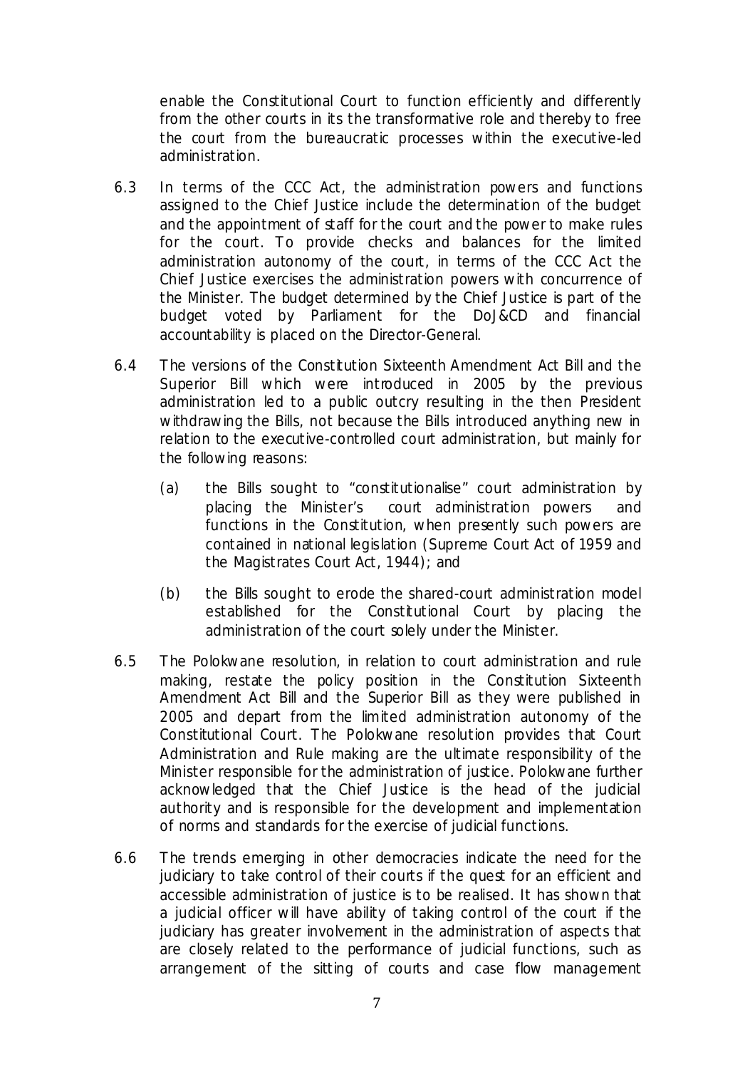enable the Constitutional Court to function efficiently and differently from the other courts in its the transformative role and thereby to free the court from the bureaucratic processes within the executive-led administration.

6.3 In terms of the CCC Act, the administration powers and functions assigned to the Chief Justice include the determination of the budget and the appointment of staff for the court and the power to make rules for the court. To provide checks and balances for the limited administration autonomy of the court, in terms of the CCC Act the Chief Justice exercises the administration powers with concurrence of the Minister. The budget determined by the Chief Justice is part of the budget voted by Parliament for the DoJ&CD and financial accountability is placed on the Director-General.

6.4 The versions of the Constitution Sixteenth Amendment Act Bill and the Superior Bill which were introduced in 2005 by the previous administration led to a public outcry resulting in the then President withdrawing the Bills, not because the Bills introduced anything new in relation to the executive-controlled court administration, but mainly for the following reasons:

(a) the Bills sought to "constitutionalise" court administration by placing the Minister's court administration powers and functions in the Constitution, when presently such powers are contained in national legislation (Supreme Court Act of 1959 and the Magistrates Court Act, 1944); and

(b) the Bills sought to erode the shared-court administration model established for the Constitutional Court by placing the administration of the court solely under the Minister.

6.5 The Polokwane resolution, in relation to court administration and rule making, restate the policy position in the Constitution Sixteenth Amendment Act Bill and the Superior Bill as they were published in 2005 and depart from the limited administration autonomy of the Constitutional Court. The Polokwane resolution provides that Court Administration and Rule making are the ultimate responsibility of the Minister responsible for the administration of justice. Polokwane further acknowledged that the Chief Justice is the head of the judicial authority and is responsible for the development and implementation of norms and standards for the exercise of judicial functions.

6.6 The trends emerging in other democracies indicate the need for the judiciary to take control of their courts if the quest for an efficient and accessible administration of justice is to be realised. It has shown that a judicial officer will have ability of taking control of the court if the judiciary has greater involvement in the administration of aspects that are closely related to the performance of judicial functions, such as arrangement of the sitting of courts and case flow management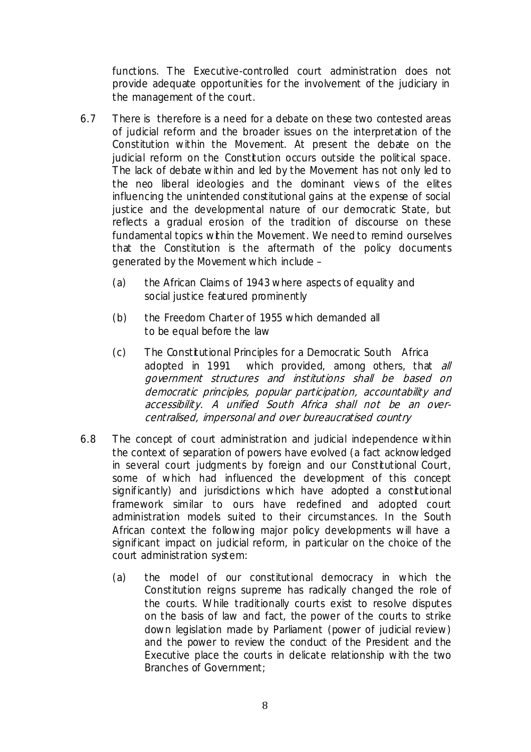functions. The Executive-controlled court administration does not provide adequate opportunities for the involvement of the judiciary in the management of the court.

6.7 There is therefore is a need for a debate on these two contested areas of judicial reform and the broader issues on the interpretation of the Constitution within the Movement. At present the debate on the judicial reform on the Constitution occurs outside the political space. The lack of debate within and led by the Movement has not only led to the neo liberal ideologies and the dominant views of the elites influencing the unintended constitutional gains at the expense of social justice and the developmental nature of our democratic State, but reflects a gradual erosion of the tradition of discourse on these fundamental topics within the Movement. We need to remind ourselves that the Constitution is the aftermath of the policy documents generated by the Movement which include –

   (a) the African Claims of 1943 where aspects of equality and social justice featured prominently

   (b) the Freedom Charter of 1955 which demanded all to be equal before the law

   (c) The Constitutional Principles for a Democratic South Africa adopted in 1991 which provided, among others, that *all government structures and institutions shall be based on democratic principles, popular participation, accountability and accessibility. A unified South Africa shall not be an over-centralised, impersonal and over bureaucratised country*

6.8 The concept of court administration and judicial independence within the context of separation of powers have evolved (a fact acknowledged in several court judgments by foreign and our Constitutional Court, some of which had influenced the development of this concept significantly) and jurisdictions which have adopted a constitutional framework similar to ours have redefined and adopted court administration models suited to their circumstances. In the South African context the following major policy developments will have a significant impact on judicial reform, in particular on the choice of the court administration system:

   (a) the model of our constitutional democracy in which the Constitution reigns supreme has radically changed the role of the courts. While traditionally courts exist to resolve disputes on the basis of law and fact, the power of the courts to strike down legislation made by Parliament (power of judicial review) and the power to review the conduct of the President and the Executive place the courts in delicate relationship with the two Branches of Government;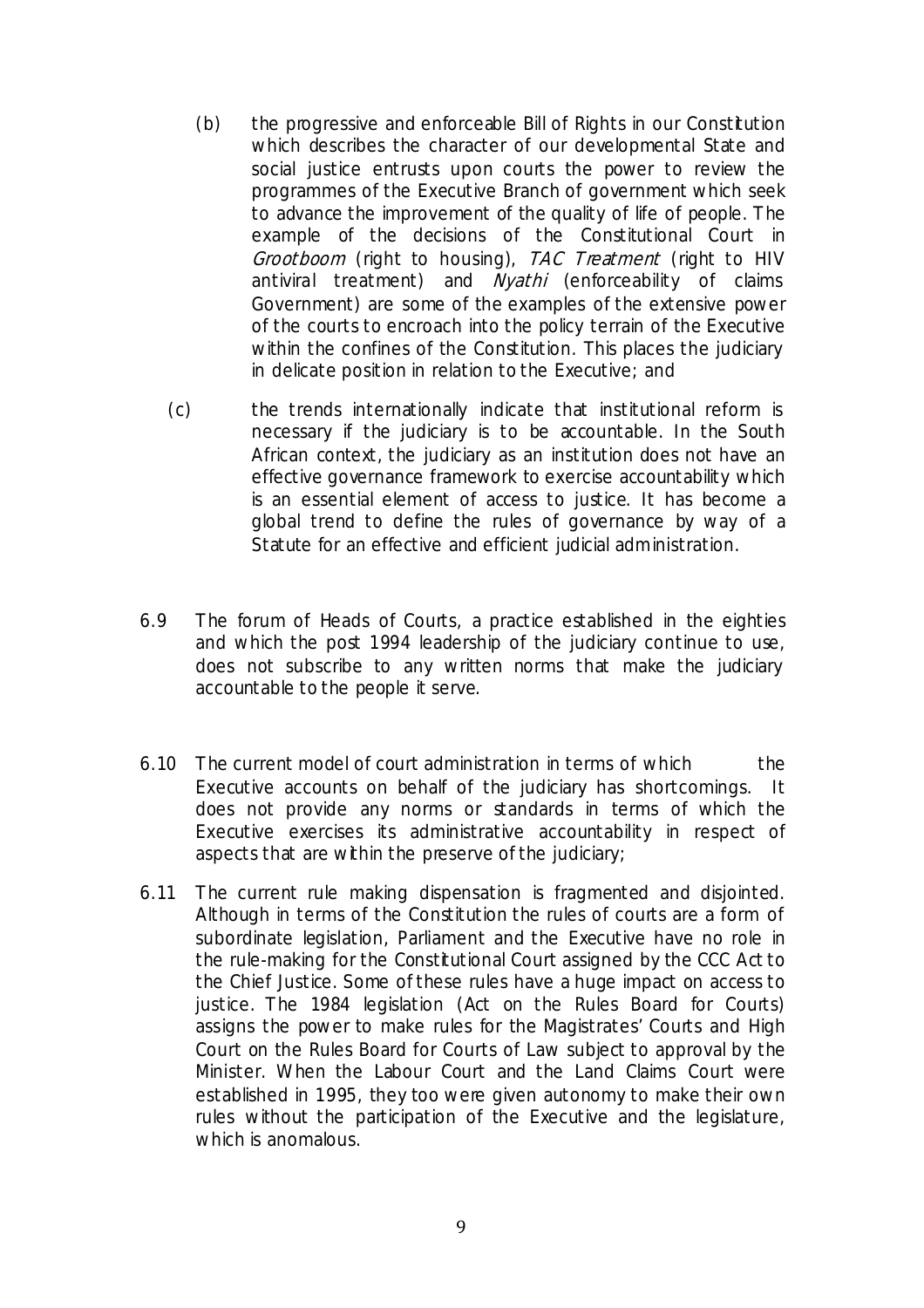(b) the progressive and enforceable Bill of Rights in our Constitution which describes the character of our developmental State and social justice entrusts upon courts the power to review the programmes of the Executive Branch of government which seek to advance the improvement of the quality of life of people. The example of the decisions of the Constitutional Court in *Grootboom* (right to housing), *TAC Treatment* (right to HIV antiviral treatment) and *Nyathi* (enforceability of claims Government) are some of the examples of the extensive power of the courts to encroach into the policy terrain of the Executive within the confines of the Constitution. This places the judiciary in delicate position in relation to the Executive; and

(c) the trends internationally indicate that institutional reform is necessary if the judiciary is to be accountable. In the South African context, the judiciary as an institution does not have an effective governance framework to exercise accountability which is an essential element of access to justice. It has become a global trend to define the rules of governance by way of a Statute for an effective and efficient judicial administration.

6.9 The forum of Heads of Courts, a practice established in the eighties and which the post 1994 leadership of the judiciary continue to use, does not subscribe to any written norms that make the judiciary accountable to the people it serve.

6.10 The current model of court administration in terms of which the Executive accounts on behalf of the judiciary has shortcomings. It does not provide any norms or standards in terms of which the Executive exercises its administrative accountability in respect of aspects that are within the preserve of the judiciary;

6.11 The current rule making dispensation is fragmented and disjointed. Although in terms of the Constitution the rules of courts are a form of subordinate legislation, Parliament and the Executive have no role in the rule-making for the Constitutional Court assigned by the CCC Act to the Chief Justice. Some of these rules have a huge impact on access to justice. The 1984 legislation (Act on the Rules Board for Courts) assigns the power to make rules for the Magistrates' Courts and High Court on the Rules Board for Courts of Law subject to approval by the Minister. When the Labour Court and the Land Claims Court were established in 1995, they too were given autonomy to make their own rules without the participation of the Executive and the legislature, which is anomalous.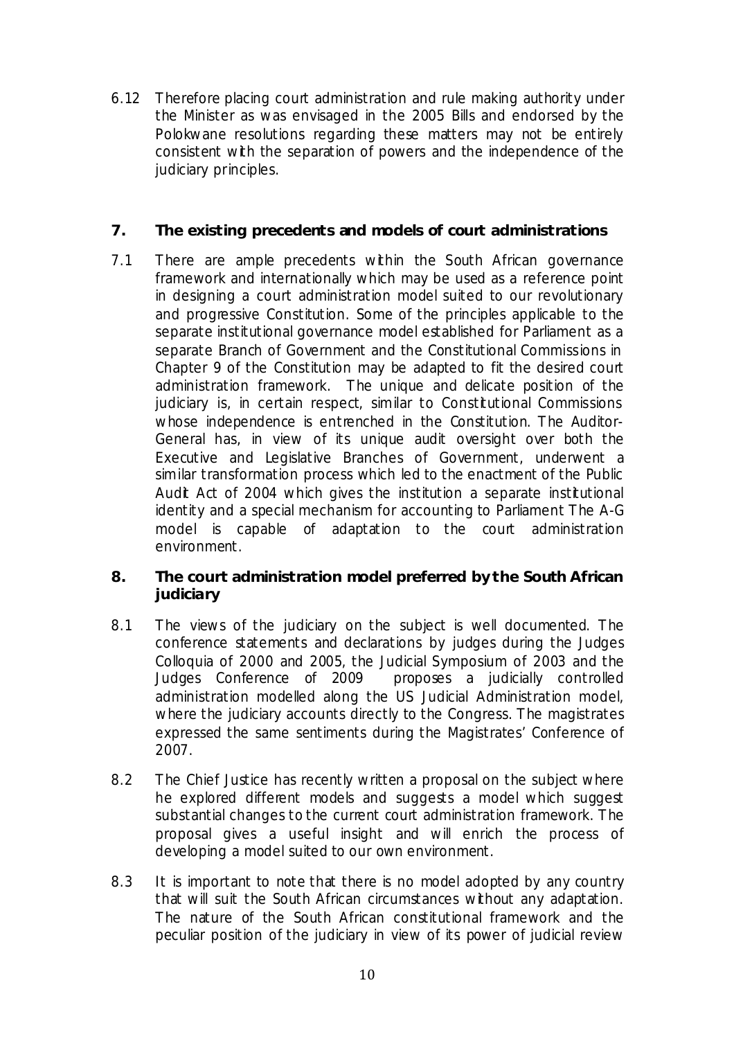6.12 Therefore placing court administration and rule making authority under the Minister as was envisaged in the 2005 Bills and endorsed by the Polokwane resolutions regarding these matters may not be entirely consistent with the separation of powers and the independence of the judiciary principles.

## 7. The existing precedents and models of court administrations

7.1 There are ample precedents within the South African governance framework and internationally which may be used as a reference point in designing a court administration model suited to our revolutionary and progressive Constitution. Some of the principles applicable to the separate institutional governance model established for Parliament as a separate Branch of Government and the Constitutional Commissions in Chapter 9 of the Constitution may be adapted to fit the desired court administration framework. The unique and delicate position of the judiciary is, in certain respect, similar to Constitutional Commissions whose independence is entrenched in the Constitution. The Auditor-General has, in view of its unique audit oversight over both the Executive and Legislative Branches of Government, underwent a similar transformation process which led to the enactment of the Public Audit Act of 2004 which gives the institution a separate institutional identity and a special mechanism for accounting to Parliament The A-G model is capable of adaptation to the court administration environment.

## 8. The court administration model preferred by the South African judiciary

8.1 The views of the judiciary on the subject is well documented. The conference statements and declarations by judges during the Judges Colloquia of 2000 and 2005, the Judicial Symposium of 2003 and the Judges Conference of 2009 proposes a judicially controlled administration modelled along the US Judicial Administration model, where the judiciary accounts directly to the Congress. The magistrates expressed the same sentiments during the Magistrates' Conference of 2007.

8.2 The Chief Justice has recently written a proposal on the subject where he explored different models and suggests a model which suggest substantial changes to the current court administration framework. The proposal gives a useful insight and will enrich the process of developing a model suited to our own environment.

8.3 It is important to note that there is no model adopted by any country that will suit the South African circumstances without any adaptation. The nature of the South African constitutional framework and the peculiar position of the judiciary in view of its power of judicial review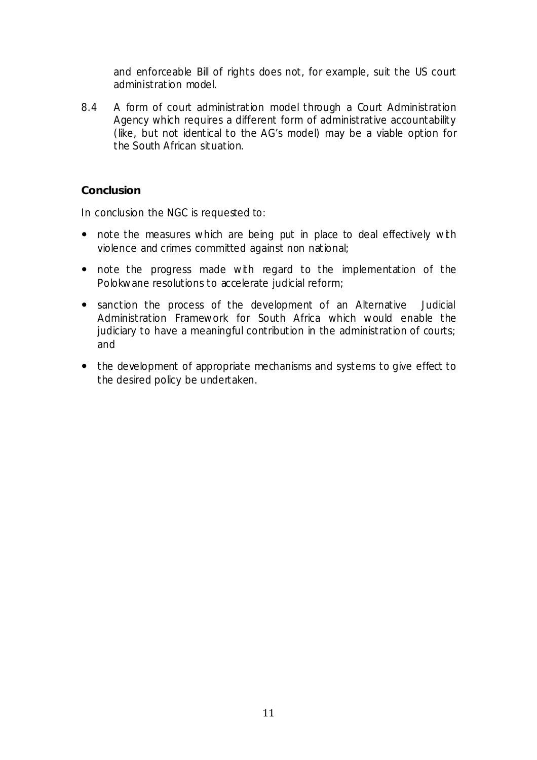and enforceable Bill of rights does not, for example, suit the US court administration model.

8.4 A form of court administration model through a Court Administration Agency which requires a different form of administrative accountability (like, but not identical to the AG's model) may be a viable option for the South African situation.

## Conclusion

In conclusion the NGC is requested to:

- note the measures which are being put in place to deal effectively with violence and crimes committed against non national;
- note the progress made with regard to the implementation of the Polokwane resolutions to accelerate judicial reform;
- sanction the process of the development of an Alternative Judicial Administration Framework for South Africa which would enable the judiciary to have a meaningful contribution in the administration of courts; and
- the development of appropriate mechanisms and systems to give effect to the desired policy be undertaken.